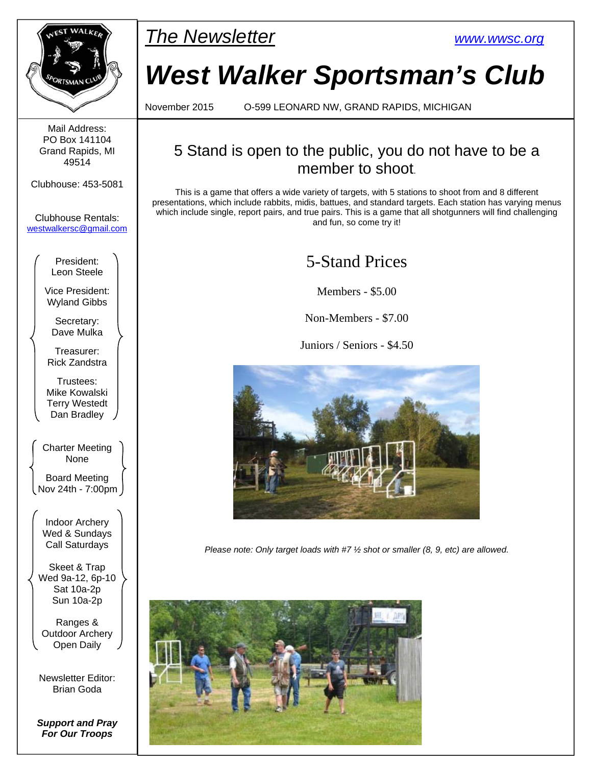*The Newsletter* www.wwsc.org

# West Walker Sportsman's Club

November 2015 O-599 LEONARD NW, GRAND RAPIDS, MICHIGAN

## 5 Stand is open to the public, you do not have to be a member to shoot.

This is a game that offers a wide variety of targets, with 5 stations to shoot from and 8 different presentations, which include rabbits, midis, battues, and standard targets. Each station has varying menus which include single, report pairs, and true pairs. This is a game that all shotgunners will find challenging and fun, so come try it!

### 5-Stand Prices

Members - $5.00

Non-Members - $7.00

Juniors / Seniors - $4.50

*Please note: Only target loads with #7 ½ shot or smaller (8, 9, etc) are allowed.*

---

Mail Address:
PO Box 141104
Grand Rapids, MI
49514

Clubhouse: 453-5081

Clubhouse Rentals:
westwalkersc@gmail.com

President:
Leon Steele

Vice President:
Wyland Gibbs

Secretary:
Dave Mulka

Treasurer:
Rick Zandstra

Trustees:
Mike Kowalski
Terry Westedt
Dan Bradley

Charter Meeting
None

Board Meeting
Nov 24th - 7:00pm

Indoor Archery
Wed & Sundays
Call Saturdays

Skeet & Trap
Wed 9a-12, 6p-10
Sat 10a-2p
Sun 10a-2p

Ranges &
Outdoor Archery
Open Daily

Newsletter Editor:
Brian Goda

***Support and Pray For Our Troops***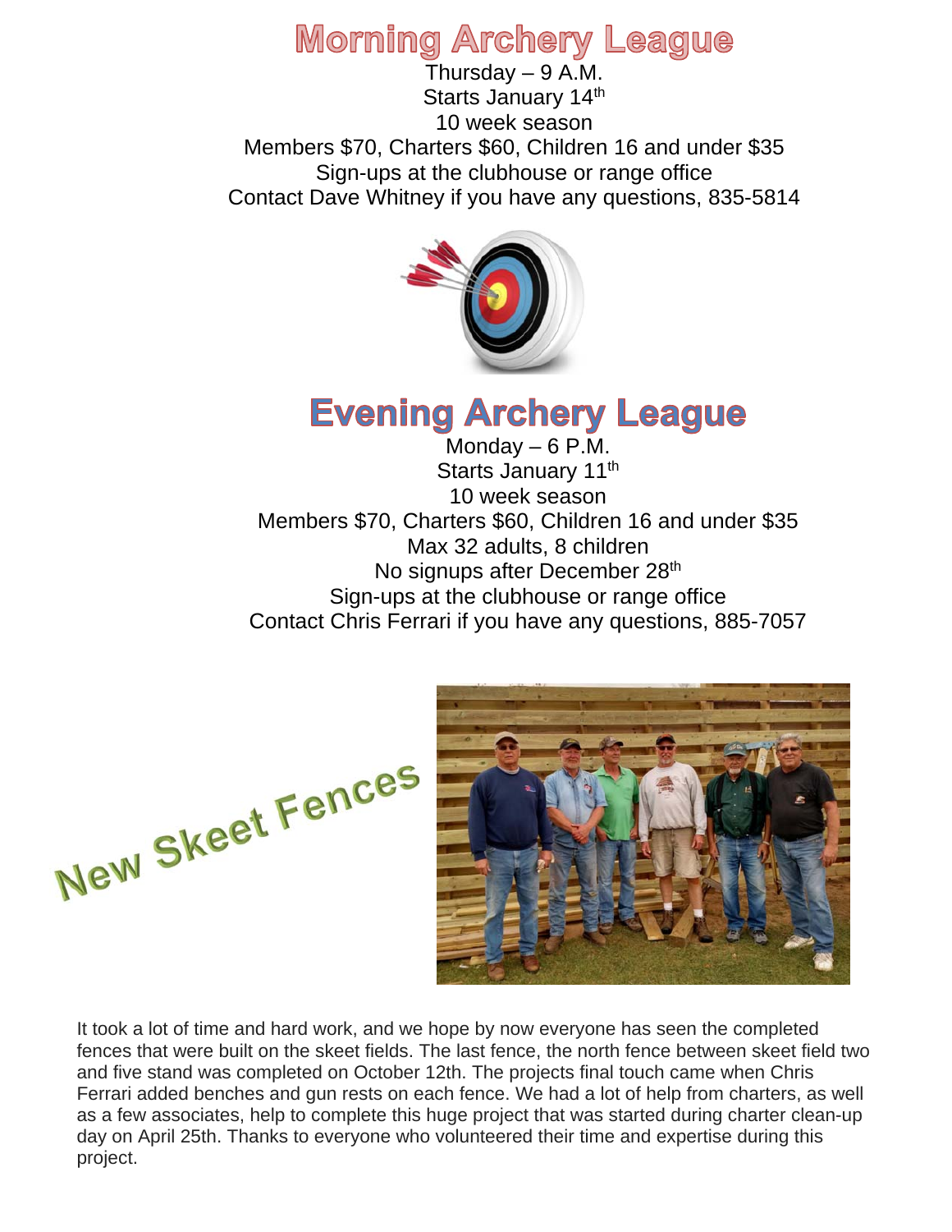# Morning Archery League

Thursday – 9 A.M.
Starts January 14th
10 week season
Members $70, Charters $60, Children 16 and under $35
Sign-ups at the clubhouse or range office
Contact Dave Whitney if you have any questions, 835-5814

# Evening Archery League

Monday – 6 P.M.
Starts January 11th
10 week season
Members $70, Charters $60, Children 16 and under $35
Max 32 adults, 8 children
No signups after December 28th
Sign-ups at the clubhouse or range office
Contact Chris Ferrari if you have any questions, 885-7057

## New Skeet Fences

It took a lot of time and hard work, and we hope by now everyone has seen the completed fences that were built on the skeet fields. The last fence, the north fence between skeet field two and five stand was completed on October 12th. The projects final touch came when Chris Ferrari added benches and gun rests on each fence. We had a lot of help from charters, as well as a few associates, help to complete this huge project that was started during charter clean-up day on April 25th. Thanks to everyone who volunteered their time and expertise during this project.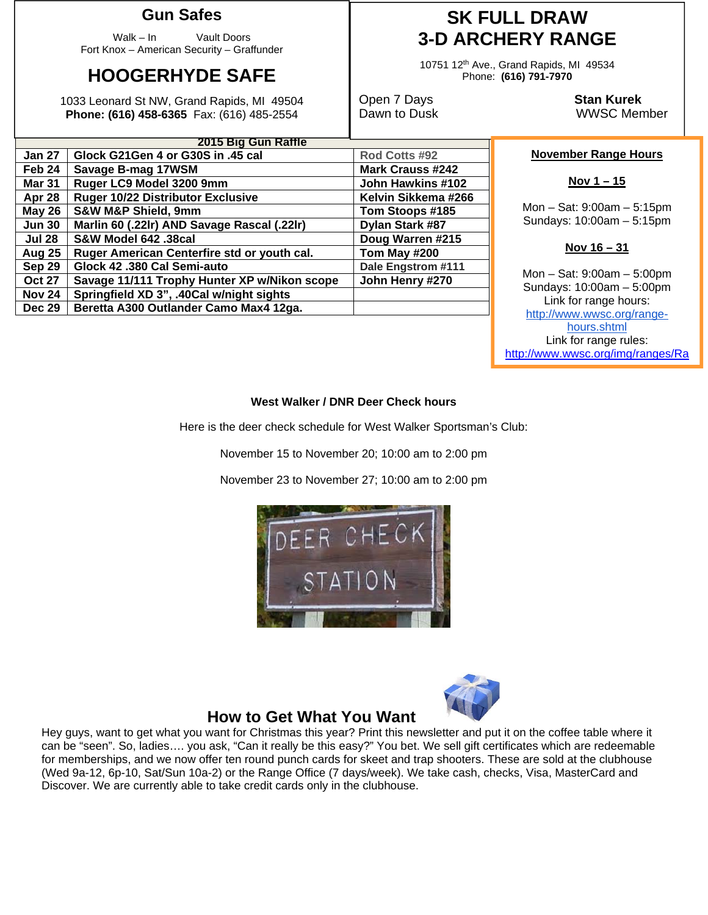## Gun Safes

Walk – In Vault Doors
Fort Knox – American Security – Graffunder

## HOOGERHYDE SAFE

1033 Leonard St NW, Grand Rapids, MI 49504
**Phone: (616) 458-6365** Fax: (616) 485-2554

## SK FULL DRAW 3-D ARCHERY RANGE

10751 12th Ave., Grand Rapids, MI 49534
Phone: **(616) 791-7970**

Open 7 Days
Dawn to Dusk

**Stan Kurek**
WWSC Member

| 2015 Big Gun Raffle | | |
|---|---|---|
| **Jan 27** | **Glock G21Gen 4 or G30S in .45 cal** | **Rod Cotts #92** |
| **Feb 24** | **Savage B-mag 17WSM** | **Mark Crauss #242** |
| **Mar 31** | **Ruger LC9 Model 3200 9mm** | **John Hawkins #102** |
| **Apr 28** | **Ruger 10/22 Distributor Exclusive** | **Kelvin Sikkema #266** |
| **May 26** | **S&W M&P Shield, 9mm** | **Tom Stoops #185** |
| **Jun 30** | **Marlin 60 (.22lr) AND Savage Rascal (.22lr)** | **Dylan Stark #87** |
| **Jul 28** | **S&W Model 642 .38cal** | **Doug Warren #215** |
| **Aug 25** | **Ruger American Centerfire std or youth cal.** | **Tom May #200** |
| **Sep 29** | **Glock 42 .380 Cal Semi-auto** | **Dale Engstrom #111** |
| **Oct 27** | **Savage 11/111 Trophy Hunter XP w/Nikon scope** | **John Henry #270** |
| **Nov 24** | **Springfield XD 3", .40Cal w/night sights** | |
| **Dec 29** | **Beretta A300 Outlander Camo Max4 12ga.** | |

**November Range Hours**

**Nov 1 – 15**

Mon – Sat: 9:00am – 5:15pm
Sundays: 10:00am – 5:15pm

**Nov 16 – 31**

Mon – Sat: 9:00am – 5:00pm
Sundays: 10:00am – 5:00pm
Link for range hours:
http://www.wwsc.org/range-hours.shtml
Link for range rules:
http://www.wwsc.org/img/ranges/Ra

**West Walker / DNR Deer Check hours**

Here is the deer check schedule for West Walker Sportsman's Club:

November 15 to November 20; 10:00 am to 2:00 pm

November 23 to November 27; 10:00 am to 2:00 pm

## How to Get What You Want

Hey guys, want to get what you want for Christmas this year? Print this newsletter and put it on the coffee table where it can be "seen". So, ladies…. you ask, "Can it really be this easy?" You bet. We sell gift certificates which are redeemable for memberships, and we now offer ten round punch cards for skeet and trap shooters. These are sold at the clubhouse (Wed 9a-12, 6p-10, Sat/Sun 10a-2) or the Range Office (7 days/week). We take cash, checks, Visa, MasterCard and Discover. We are currently able to take credit cards only in the clubhouse.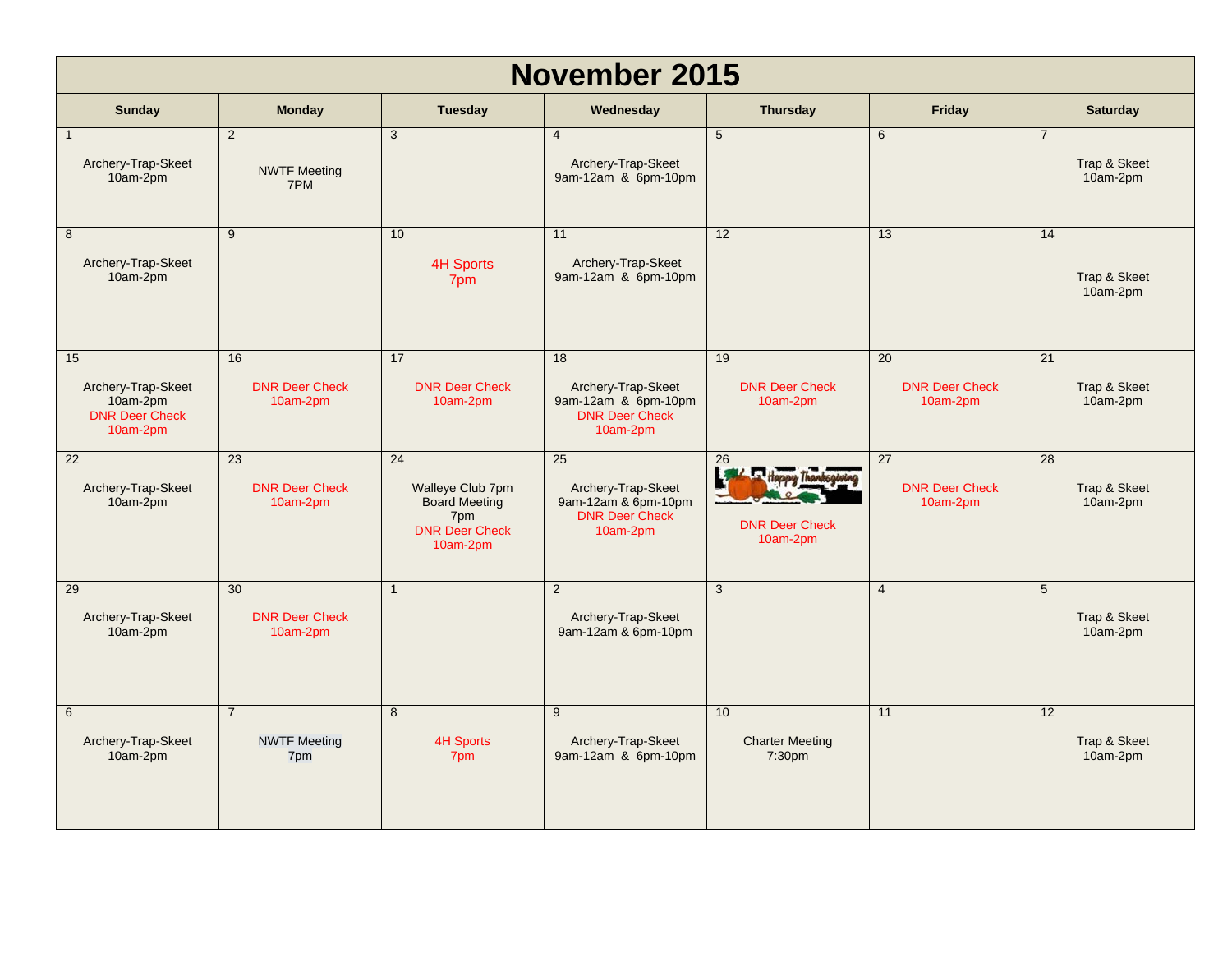# November 2015

| Sunday | Monday | Tuesday | Wednesday | Thursday | Friday | Saturday |
|---|---|---|---|---|---|---|
| 1<br>Archery-Trap-Skeet<br>10am-2pm | 2<br>NWTF Meeting<br>7PM | 3 | 4<br>Archery-Trap-Skeet<br>9am-12am & 6pm-10pm | 5 | 6 | 7<br>Trap & Skeet<br>10am-2pm |
| 8<br>Archery-Trap-Skeet<br>10am-2pm | 9 | 10<br>4H Sports<br>7pm | 11<br>Archery-Trap-Skeet<br>9am-12am & 6pm-10pm | 12 | 13 | 14<br>Trap & Skeet<br>10am-2pm |
| 15<br>Archery-Trap-Skeet<br>10am-2pm<br>DNR Deer Check<br>10am-2pm | 16<br>DNR Deer Check<br>10am-2pm | 17<br>DNR Deer Check<br>10am-2pm | 18<br>Archery-Trap-Skeet<br>9am-12am & 6pm-10pm<br>DNR Deer Check<br>10am-2pm | 19<br>DNR Deer Check<br>10am-2pm | 20<br>DNR Deer Check<br>10am-2pm | 21<br>Trap & Skeet<br>10am-2pm |
| 22<br>Archery-Trap-Skeet<br>10am-2pm | 23<br>DNR Deer Check<br>10am-2pm | 24<br>Walleye Club 7pm<br>Board Meeting<br>7pm<br>DNR Deer Check<br>10am-2pm | 25<br>Archery-Trap-Skeet<br>9am-12am & 6pm-10pm<br>DNR Deer Check<br>10am-2pm | 26<br>Happy Thanksgiving<br>DNR Deer Check<br>10am-2pm | 27<br>DNR Deer Check<br>10am-2pm | 28<br>Trap & Skeet<br>10am-2pm |
| 29<br>Archery-Trap-Skeet<br>10am-2pm | 30<br>DNR Deer Check<br>10am-2pm | 1 | 2<br>Archery-Trap-Skeet<br>9am-12am & 6pm-10pm | 3 | 4 | 5<br>Trap & Skeet<br>10am-2pm |
| 6<br>Archery-Trap-Skeet<br>10am-2pm | 7<br>NWTF Meeting<br>7pm | 8<br>4H Sports<br>7pm | 9<br>Archery-Trap-Skeet<br>9am-12am & 6pm-10pm | 10<br>Charter Meeting<br>7:30pm | 11 | 12<br>Trap & Skeet<br>10am-2pm |